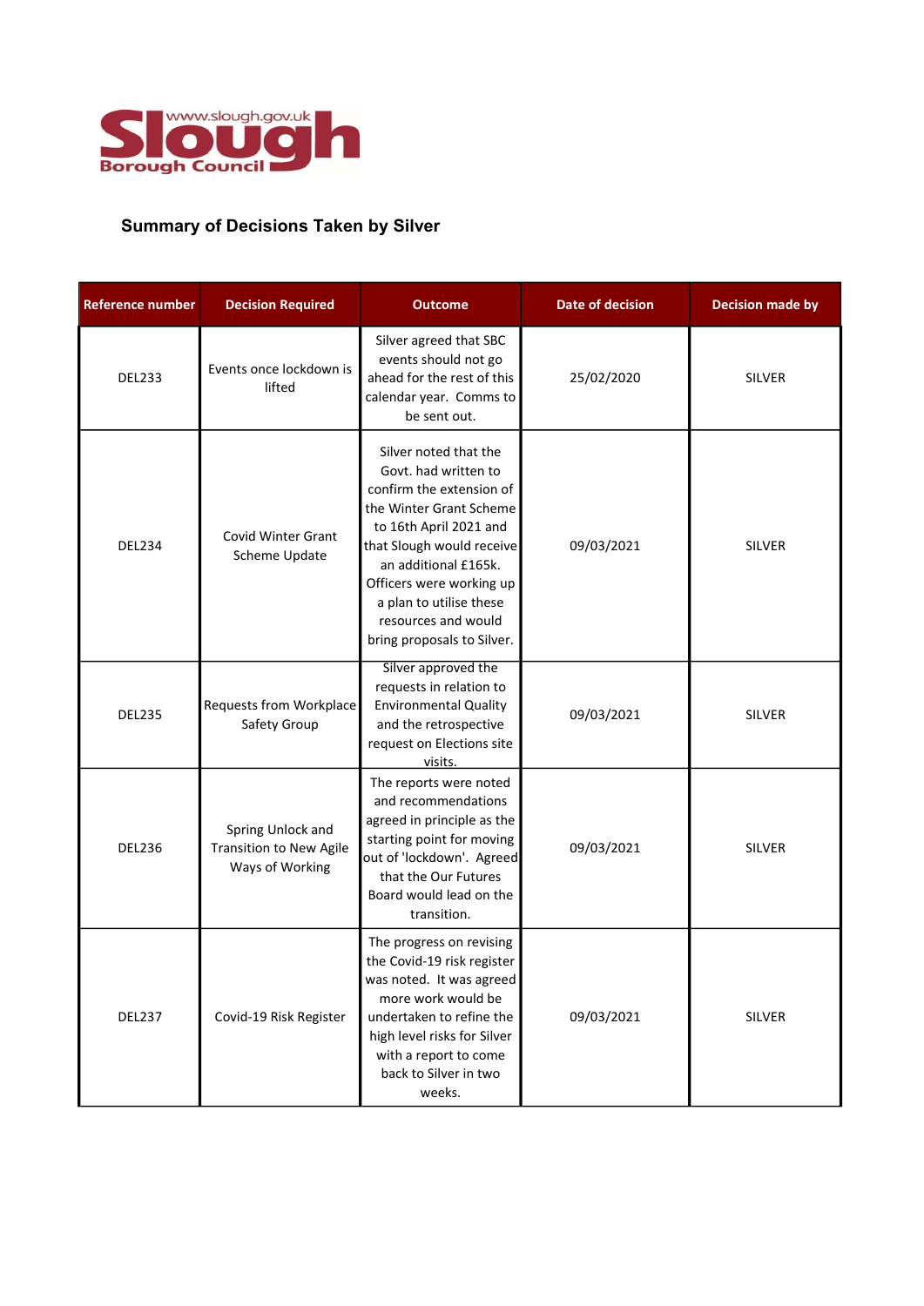www.slough.gov.uk
Slough
Borough Council

**Summary of Decisions Taken by Silver**

| Reference number | Decision Required | Outcome | Date of decision | Decision made by |
|---|---|---|---|---|
| DEL233 | Events once lockdown is lifted | Silver agreed that SBC events should not go ahead for the rest of this calendar year. Comms to be sent out. | 25/02/2020 | SILVER |
| DEL234 | Covid Winter Grant Scheme Update | Silver noted that the Govt. had written to confirm the extension of the Winter Grant Scheme to 16th April 2021 and that Slough would receive an additional £165k. Officers were working up a plan to utilise these resources and would bring proposals to Silver. | 09/03/2021 | SILVER |
| DEL235 | Requests from Workplace Safety Group | Silver approved the requests in relation to Environmental Quality and the retrospective request on Elections site visits. | 09/03/2021 | SILVER |
| DEL236 | Spring Unlock and Transition to New Agile Ways of Working | The reports were noted and recommendations agreed in principle as the starting point for moving out of 'lockdown'. Agreed that the Our Futures Board would lead on the transition. | 09/03/2021 | SILVER |
| DEL237 | Covid-19 Risk Register | The progress on revising the Covid-19 risk register was noted. It was agreed more work would be undertaken to refine the high level risks for Silver with a report to come back to Silver in two weeks. | 09/03/2021 | SILVER |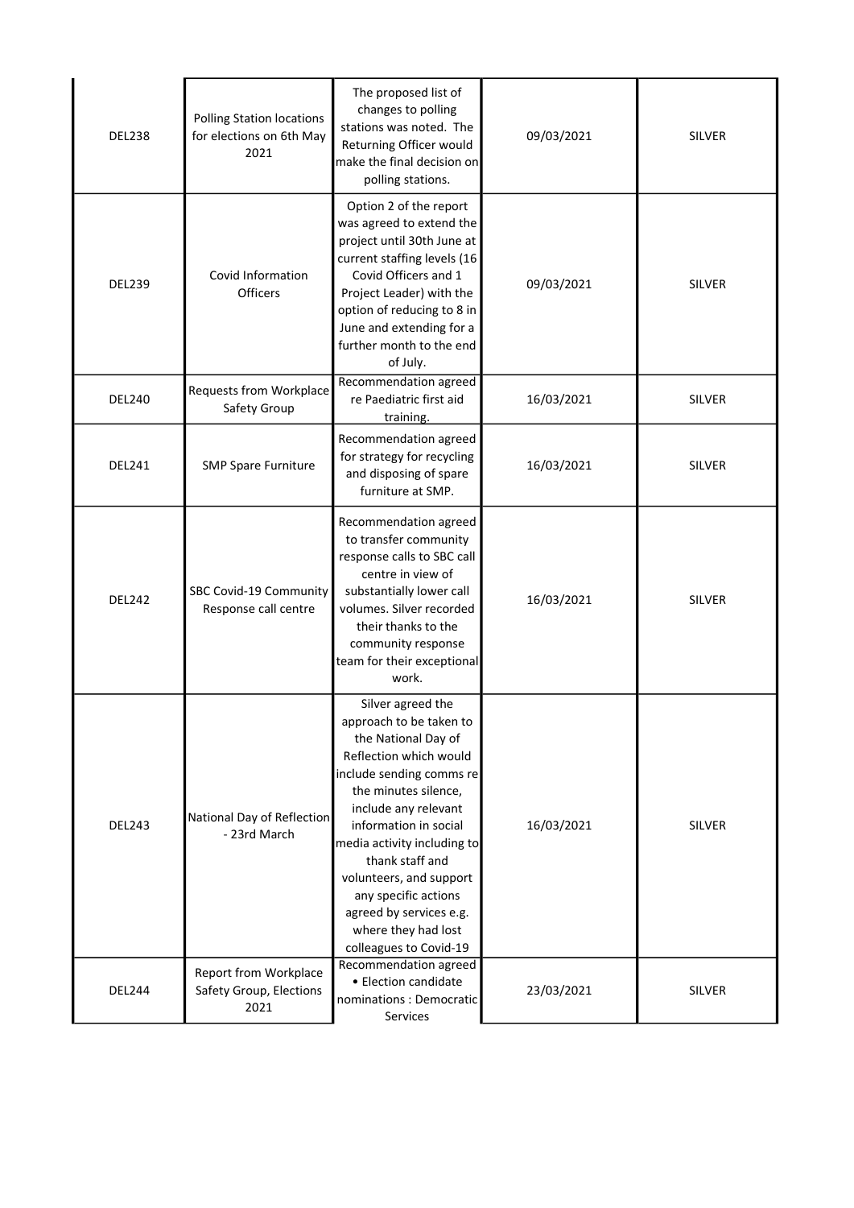| | | | | |
|---|---|---|---|---|
| DEL238 | Polling Station locations for elections on 6th May 2021 | The proposed list of changes to polling stations was noted. The Returning Officer would make the final decision on polling stations. | 09/03/2021 | SILVER |
| DEL239 | Covid Information Officers | Option 2 of the report was agreed to extend the project until 30th June at current staffing levels (16 Covid Officers and 1 Project Leader) with the option of reducing to 8 in June and extending for a further month to the end of July. | 09/03/2021 | SILVER |
| DEL240 | Requests from Workplace Safety Group | Recommendation agreed re Paediatric first aid training. | 16/03/2021 | SILVER |
| DEL241 | SMP Spare Furniture | Recommendation agreed for strategy for recycling and disposing of spare furniture at SMP. | 16/03/2021 | SILVER |
| DEL242 | SBC Covid-19 Community Response call centre | Recommendation agreed to transfer community response calls to SBC call centre in view of substantially lower call volumes. Silver recorded their thanks to the community response team for their exceptional work. | 16/03/2021 | SILVER |
| DEL243 | National Day of Reflection - 23rd March | Silver agreed the approach to be taken to the National Day of Reflection which would include sending comms re the minutes silence, include any relevant information in social media activity including to thank staff and volunteers, and support any specific actions agreed by services e.g. where they had lost colleagues to Covid-19 | 16/03/2021 | SILVER |
| DEL244 | Report from Workplace Safety Group, Elections 2021 | Recommendation agreed • Election candidate nominations : Democratic Services | 23/03/2021 | SILVER |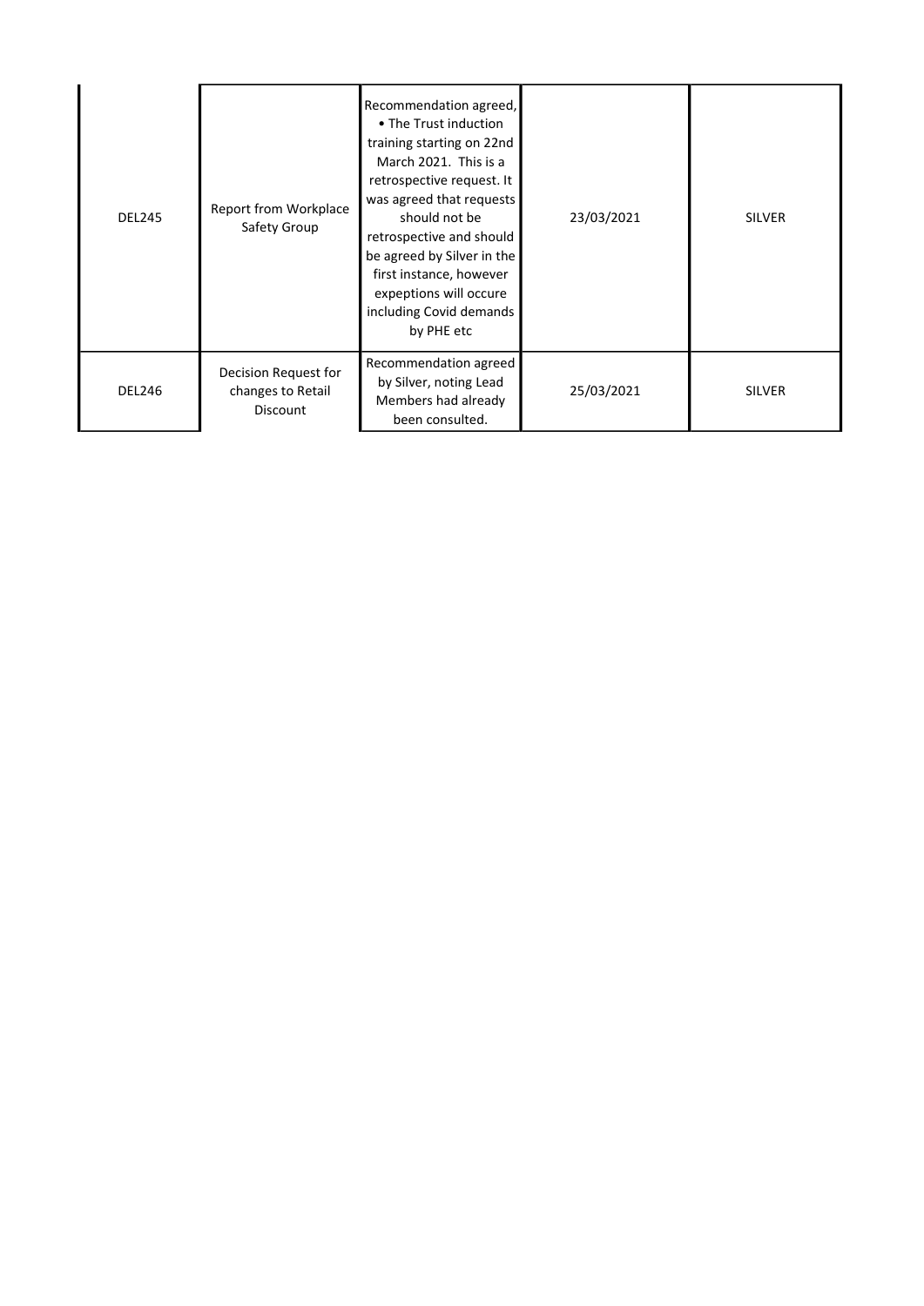| | | | | |
|---|---|---|---|---|
| DEL245 | Report from Workplace Safety Group | Recommendation agreed, • The Trust induction training starting on 22nd March 2021. This is a retrospective request. It was agreed that requests should not be retrospective and should be agreed by Silver in the first instance, however expeptions will occure including Covid demands by PHE etc | 23/03/2021 | SILVER |
| DEL246 | Decision Request for changes to Retail Discount | Recommendation agreed by Silver, noting Lead Members had already been consulted. | 25/03/2021 | SILVER |